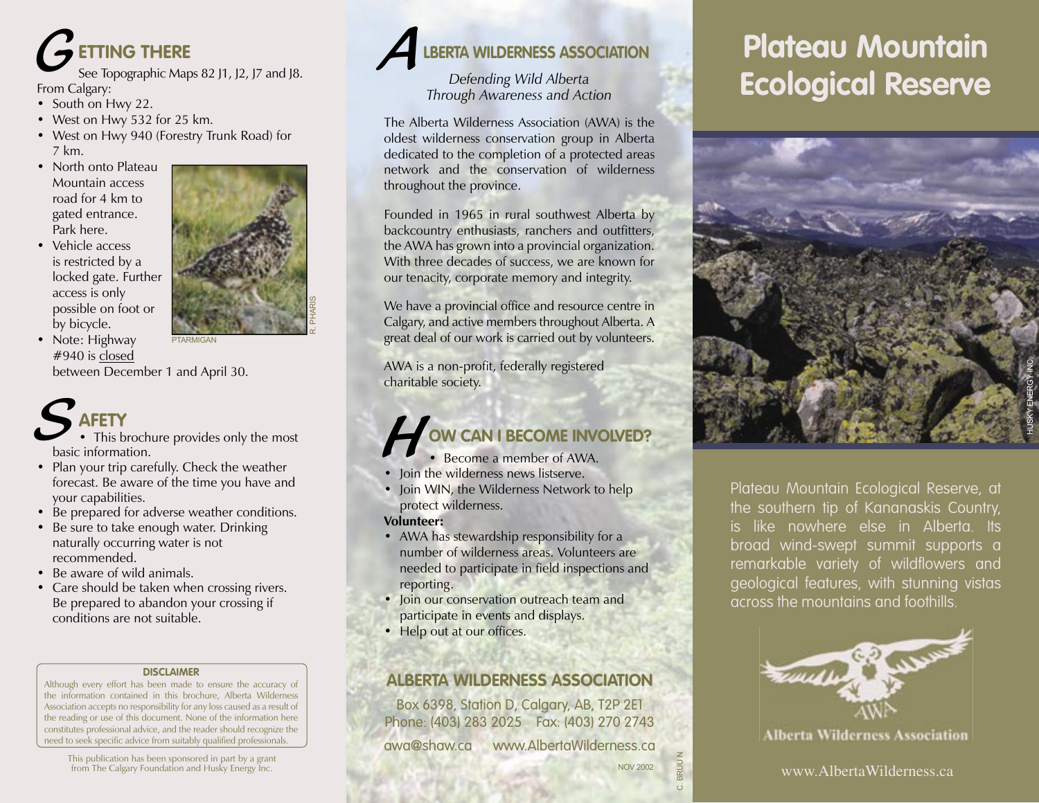## GETTING THERE

See Topographic Maps 82 J1, J2, J7 and J8.

From Calgary:

- South on Hwy 22.
- West on Hwy 532 for 25 km.
- West on Hwy 940 (Forestry Trunk Road) for 7 km.
- North onto Plateau Mountain access road for 4 km to gated entrance. Park here.
- Vehicle access is restricted by a locked gate. Further access is only possible on foot or by bicycle.
- Note: Highway #940 is closed between December 1 and April 30.

PTARMIGAN

R. PHARIS

## SAFETY

- This brochure provides only the most basic information.
- Plan your trip carefully. Check the weather forecast. Be aware of the time you have and your capabilities.
- Be prepared for adverse weather conditions.
- Be sure to take enough water. Drinking naturally occurring water is not recommended.
- Be aware of wild animals.
- Care should be taken when crossing rivers. Be prepared to abandon your crossing if conditions are not suitable.

**DISCLAIMER**

Although every effort has been made to ensure the accuracy of the information contained in this brochure, Alberta Wilderness Association accepts no responsibility for any loss caused as a result of the reading or use of this document. None of the information here constitutes professional advice, and the reader should recognize the need to seek specific advice from suitably qualified professionals.

This publication has been sponsored in part by a grant from The Calgary Foundation and Husky Energy Inc.

## ALBERTA WILDERNESS ASSOCIATION

*Defending Wild Alberta Through Awareness and Action*

The Alberta Wilderness Association (AWA) is the oldest wilderness conservation group in Alberta dedicated to the completion of a protected areas network and the conservation of wilderness throughout the province.

Founded in 1965 in rural southwest Alberta by backcountry enthusiasts, ranchers and outfitters, the AWA has grown into a provincial organization. With three decades of success, we are known for our tenacity, corporate memory and integrity.

We have a provincial office and resource centre in Calgary, and active members throughout Alberta. A great deal of our work is carried out by volunteers.

AWA is a non-profit, federally registered charitable society.

## HOW CAN I BECOME INVOLVED?

- Become a member of AWA.
- Join the wilderness news listserve.
- Join WIN, the Wilderness Network to help protect wilderness.

**Volunteer:**

- AWA has stewardship responsibility for a number of wilderness areas. Volunteers are needed to participate in field inspections and reporting.
- Join our conservation outreach team and participate in events and displays.
- Help out at our offices.

### ALBERTA WILDERNESS ASSOCIATION

Box 6398, Station D, Calgary, AB, T2P 2E1
Phone: (403) 283 2025 Fax: (403) 270 2743
awa@shaw.ca www.AlbertaWilderness.ca

NOV 2002

C. BRUUN

# Plateau Mountain Ecological Reserve

HUSKY ENERGY INC.

Plateau Mountain Ecological Reserve, at the southern tip of Kananaskis Country, is like nowhere else in Alberta. Its broad wind-swept summit supports a remarkable variety of wildflowers and geological features, with stunning vistas across the mountains and foothills.

AWA
Alberta Wilderness Association

www.AlbertaWilderness.ca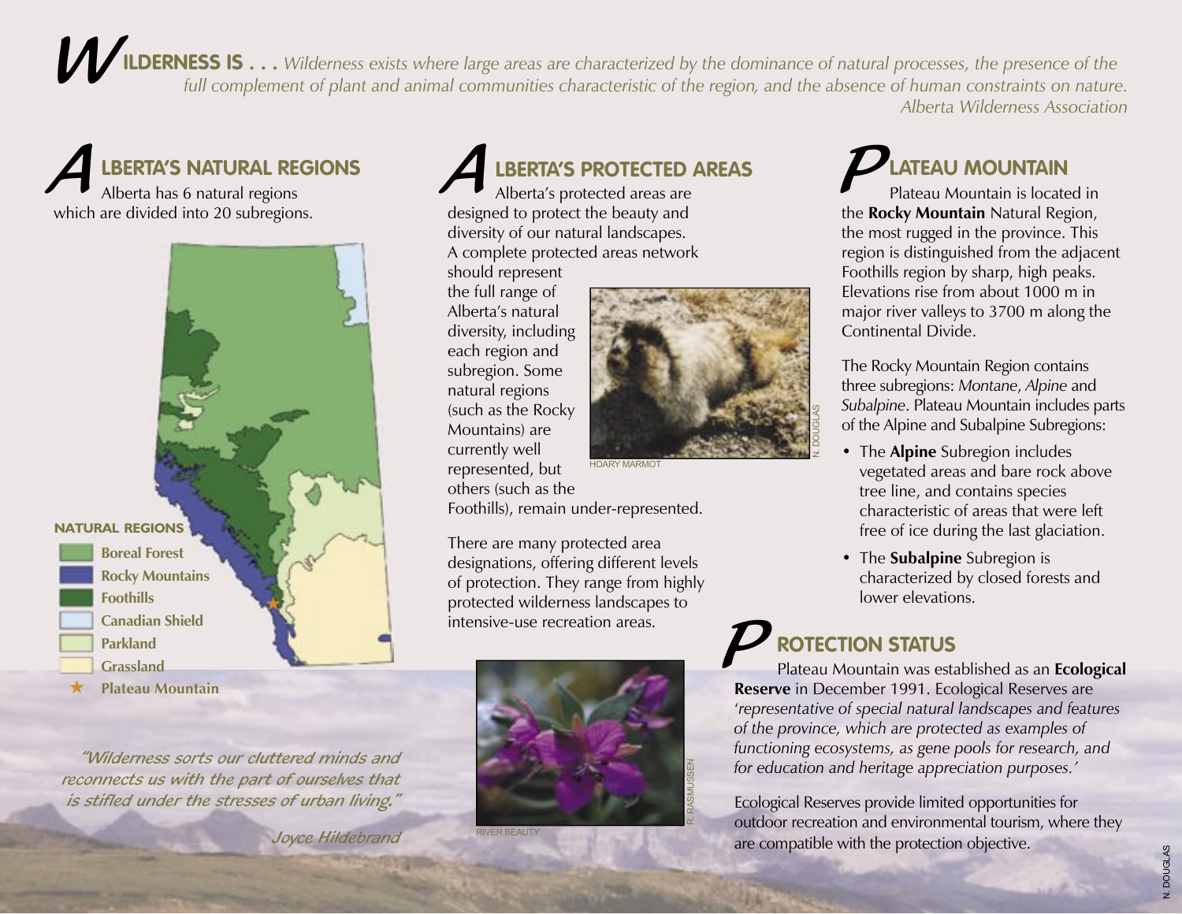**WILDERNESS IS . . .** *Wilderness exists where large areas are characterized by the dominance of natural processes, the presence of the full complement of plant and animal communities characteristic of the region, and the absence of human constraints on nature.*
*Alberta Wilderness Association*

## ALBERTA'S NATURAL REGIONS

Alberta has 6 natural regions which are divided into 20 subregions.

**NATURAL REGIONS**

- Boreal Forest
- Rocky Mountains
- Foothills
- Canadian Shield
- Parkland
- Grassland
- ★ Plateau Mountain

*"Wilderness sorts our cluttered minds and reconnects us with the part of ourselves that is stifled under the stresses of urban living."*

*Joyce Hildebrand*

## ALBERTA'S PROTECTED AREAS

Alberta's protected areas are designed to protect the beauty and diversity of our natural landscapes. A complete protected areas network should represent the full range of Alberta's natural diversity, including each region and subregion. Some natural regions (such as the Rocky Mountains) are currently well represented, but others (such as the Foothills), remain under-represented.

HOARY MARMOT

N. DOUGLAS

There are many protected area designations, offering different levels of protection. They range from highly protected wilderness landscapes to intensive-use recreation areas.

RIVER BEAUTY

R. RASMUSSEN

## PLATEAU MOUNTAIN

Plateau Mountain is located in the **Rocky Mountain** Natural Region, the most rugged in the province. This region is distinguished from the adjacent Foothills region by sharp, high peaks. Elevations rise from about 1000 m in major river valleys to 3700 m along the Continental Divide.

The Rocky Mountain Region contains three subregions: *Montane*, *Alpine* and *Subalpine*. Plateau Mountain includes parts of the Alpine and Subalpine Subregions:

- The **Alpine** Subregion includes vegetated areas and bare rock above tree line, and contains species characteristic of areas that were left free of ice during the last glaciation.
- The **Subalpine** Subregion is characterized by closed forests and lower elevations.

## PROTECTION STATUS

Plateau Mountain was established as an **Ecological Reserve** in December 1991. Ecological Reserves are '*representative of special natural landscapes and features of the province, which are protected as examples of functioning ecosystems, as gene pools for research, and for education and heritage appreciation purposes.*'

Ecological Reserves provide limited opportunities for outdoor recreation and environmental tourism, where they are compatible with the protection objective.

N. DOUGLAS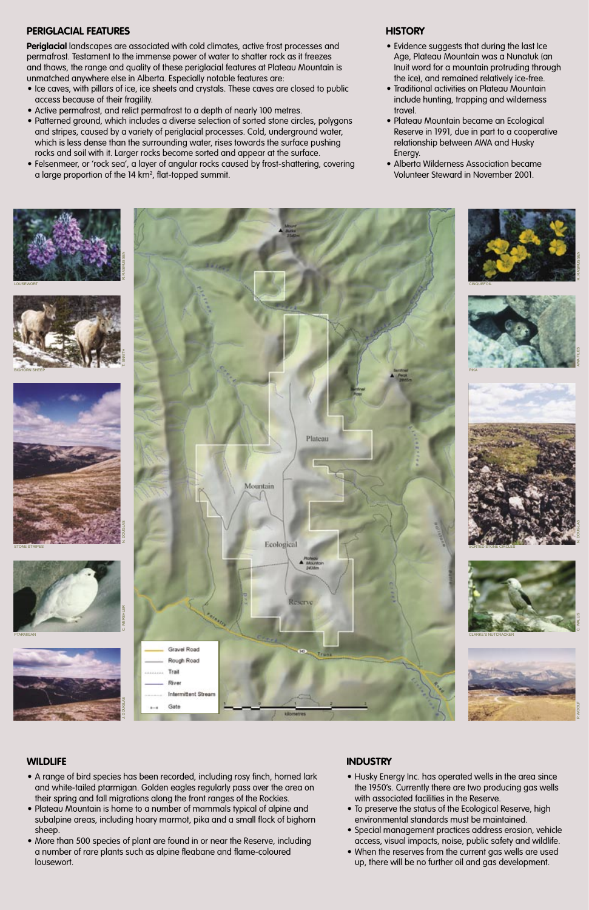## PERIGLACIAL FEATURES

**Periglacial** landscapes are associated with cold climates, active frost processes and permafrost. Testament to the immense power of water to shatter rock as it freezes and thaws, the range and quality of these periglacial features at Plateau Mountain is unmatched anywhere else in Alberta. Especially notable features are:

- Ice caves, with pillars of ice, ice sheets and crystals. These caves are closed to public access because of their fragility.
- Active permafrost, and relict permafrost to a depth of nearly 100 metres.
- Patterned ground, which includes a diverse selection of sorted stone circles, polygons and stripes, caused by a variety of periglacial processes. Cold, underground water, which is less dense than the surrounding water, rises towards the surface pushing rocks and soil with it. Larger rocks become sorted and appear at the surface.
- Felsenmeer, or 'rock sea', a layer of angular rocks caused by frost-shattering, covering a large proportion of the 14 km², flat-topped summit.

## HISTORY

- Evidence suggests that during the last Ice Age, Plateau Mountain was a Nunatuk (an Inuit word for a mountain protruding through the ice), and remained relatively ice-free.
- Traditional activities on Plateau Mountain include hunting, trapping and wilderness travel.
- Plateau Mountain became an Ecological Reserve in 1991, due in part to a cooperative relationship between AWA and Husky Energy.
- Alberta Wilderness Association became Volunteer Steward in November 2001.

LOUSEWORT — R. RASMUSSEN

BIGHORN SHEEP — T. SMITH

STONE STRIPES — N. DOUGLAS

PTARMIGAN — C. WERSHLER

J. DOUGLAS

CINQUEFOIL — R. RASMUSSEN

PIKA — AWA FILES

SORTED STONE CIRCLES — N. DOUGLAS

CLARKE'S NUTCRACKER — C. WALLIS

P. WOOLF

Plateau Mountain Ecological Reserve

Mount Burke 2542m

Sentinel Peak 2645m

Sentinel Pass

Plateau Mountain 2438m

Gravel Road
Rough Road
Trail
River
Intermittent Stream
Gate

0 1 2 3
kilometres

## WILDLIFE

- A range of bird species has been recorded, including rosy finch, horned lark and white-tailed ptarmigan. Golden eagles regularly pass over the area on their spring and fall migrations along the front ranges of the Rockies.
- Plateau Mountain is home to a number of mammals typical of alpine and subalpine areas, including hoary marmot, pika and a small flock of bighorn sheep.
- More than 500 species of plant are found in or near the Reserve, including a number of rare plants such as alpine fleabane and flame-coloured lousewort.

## INDUSTRY

- Husky Energy Inc. has operated wells in the area since the 1950's. Currently there are two producing gas wells with associated facilities in the Reserve.
- To preserve the status of the Ecological Reserve, high environmental standards must be maintained.
- Special management practices address erosion, vehicle access, visual impacts, noise, public safety and wildlife.
- When the reserves from the current gas wells are used up, there will be no further oil and gas development.